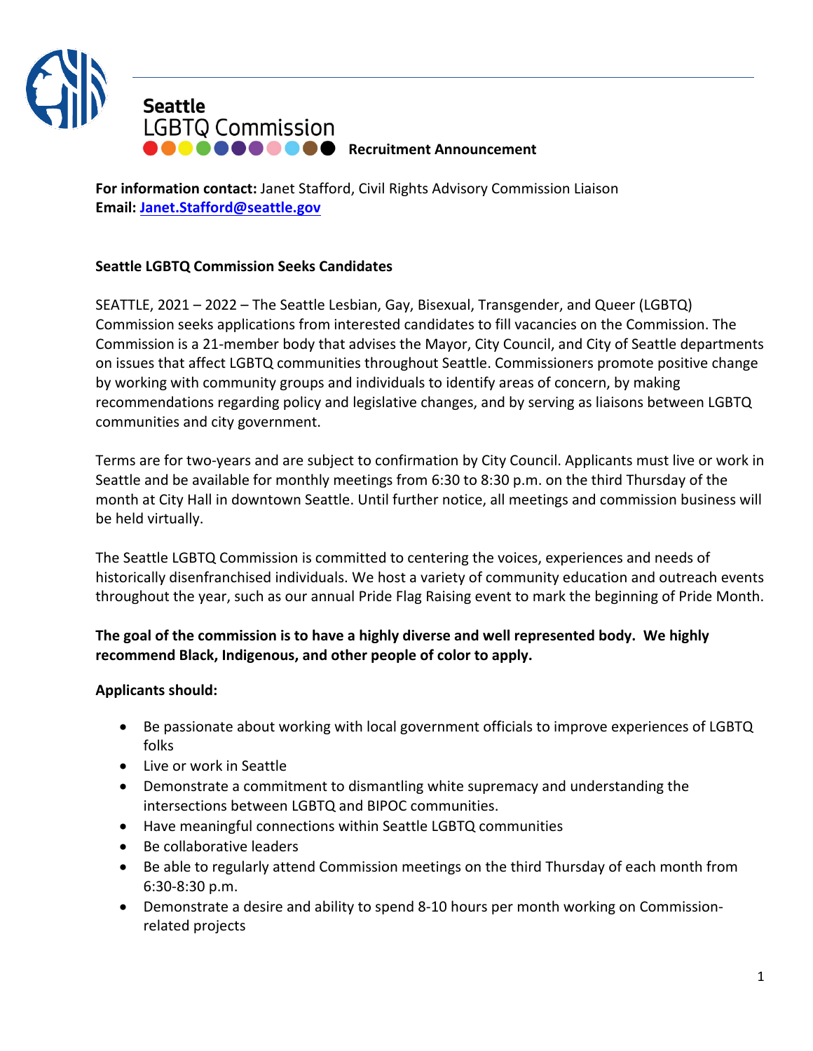# Seattle LGBTQ Commission

**Recruitment Announcement**

**For information contact:** Janet Stafford, Civil Rights Advisory Commission Liaison
**Email:** **Janet.Stafford@seattle.gov**

**Seattle LGBTQ Commission Seeks Candidates**

SEATTLE, 2021 – 2022 – The Seattle Lesbian, Gay, Bisexual, Transgender, and Queer (LGBTQ) Commission seeks applications from interested candidates to fill vacancies on the Commission. The Commission is a 21-member body that advises the Mayor, City Council, and City of Seattle departments on issues that affect LGBTQ communities throughout Seattle. Commissioners promote positive change by working with community groups and individuals to identify areas of concern, by making recommendations regarding policy and legislative changes, and by serving as liaisons between LGBTQ communities and city government.

Terms are for two-years and are subject to confirmation by City Council. Applicants must live or work in Seattle and be available for monthly meetings from 6:30 to 8:30 p.m. on the third Thursday of the month at City Hall in downtown Seattle. Until further notice, all meetings and commission business will be held virtually.

The Seattle LGBTQ Commission is committed to centering the voices, experiences and needs of historically disenfranchised individuals. We host a variety of community education and outreach events throughout the year, such as our annual Pride Flag Raising event to mark the beginning of Pride Month.

**The goal of the commission is to have a highly diverse and well represented body. We highly recommend Black, Indigenous, and other people of color to apply.**

**Applicants should:**

- Be passionate about working with local government officials to improve experiences of LGBTQ folks
- Live or work in Seattle
- Demonstrate a commitment to dismantling white supremacy and understanding the intersections between LGBTQ and BIPOC communities.
- Have meaningful connections within Seattle LGBTQ communities
- Be collaborative leaders
- Be able to regularly attend Commission meetings on the third Thursday of each month from 6:30-8:30 p.m.
- Demonstrate a desire and ability to spend 8-10 hours per month working on Commission-related projects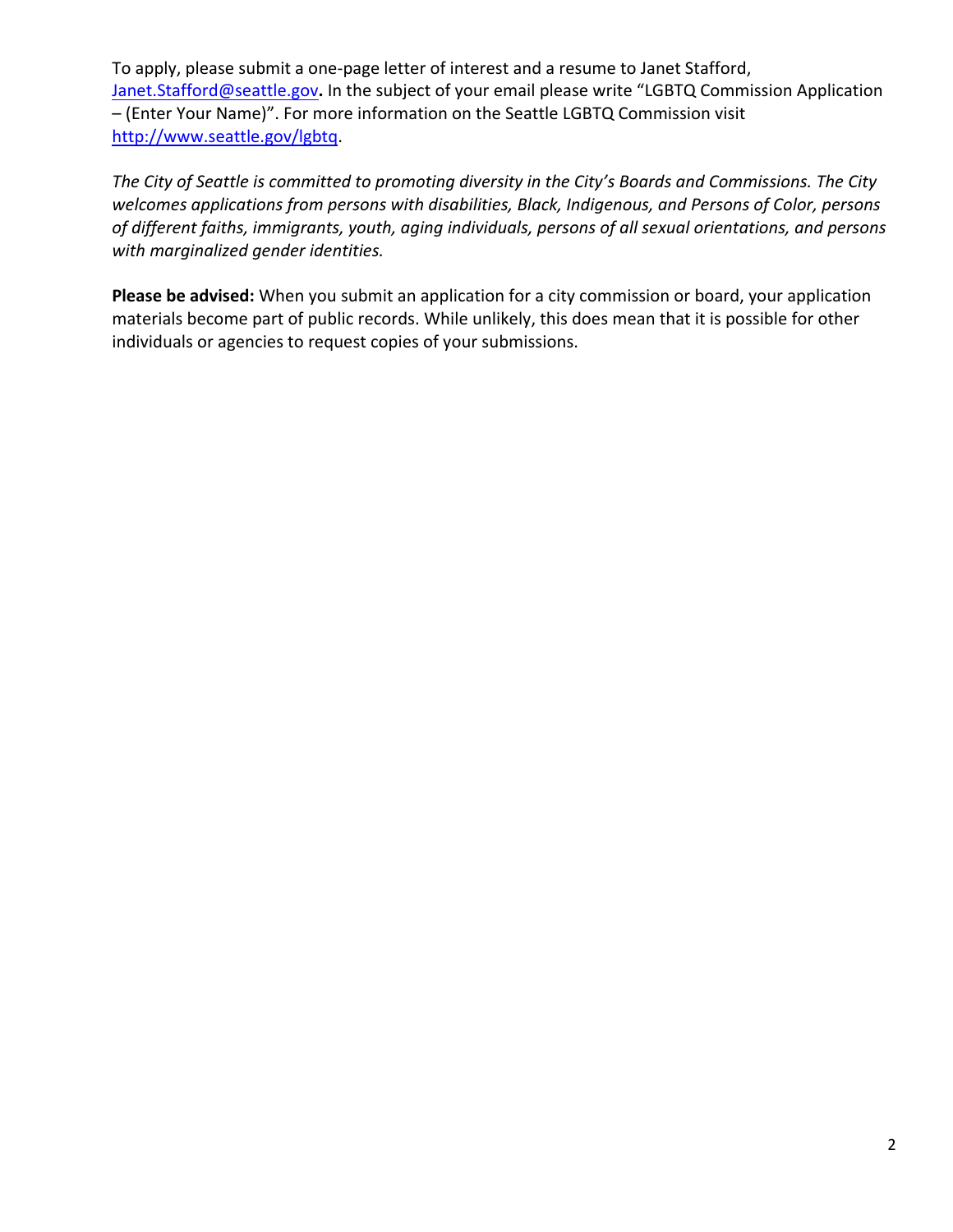To apply, please submit a one-page letter of interest and a resume to Janet Stafford, [Janet.Stafford@seattle.gov](mailto:Janet.Stafford@seattle.gov)**.** In the subject of your email please write “LGBTQ Commission Application – (Enter Your Name)”. For more information on the Seattle LGBTQ Commission visit [http://www.seattle.gov/lgbtq](http://www.seattle.gov/lgbtq).

*The City of Seattle is committed to promoting diversity in the City’s Boards and Commissions. The City welcomes applications from persons with disabilities, Black, Indigenous, and Persons of Color, persons of different faiths, immigrants, youth, aging individuals, persons of all sexual orientations, and persons with marginalized gender identities.*

**Please be advised:** When you submit an application for a city commission or board, your application materials become part of public records. While unlikely, this does mean that it is possible for other individuals or agencies to request copies of your submissions.